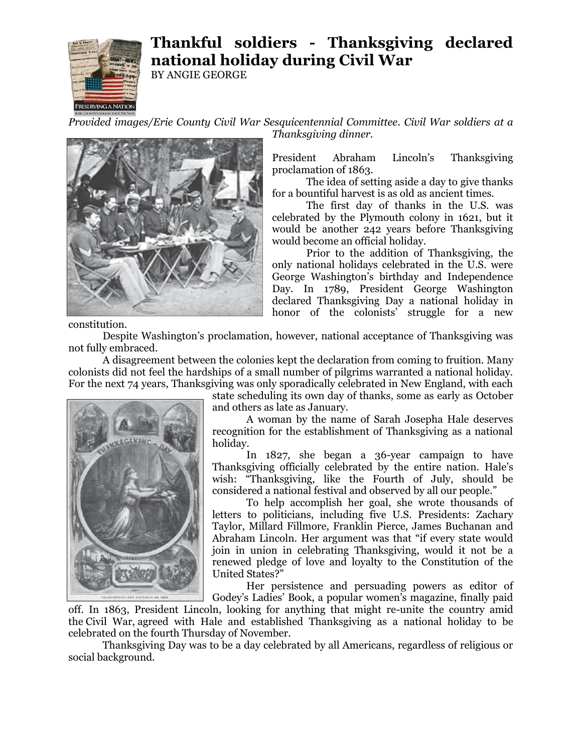# Thankful soldiers - Thanksgiving declared national holiday during Civil War

BY ANGIE GEORGE

*Provided images/Erie County Civil War Sesquicentennial Committee. Civil War soldiers at a Thanksgiving dinner.*

President Abraham Lincoln's Thanksgiving proclamation of 1863.

The idea of setting aside a day to give thanks for a bountiful harvest is as old as ancient times.

The first day of thanks in the U.S. was celebrated by the Plymouth colony in 1621, but it would be another 242 years before Thanksgiving would become an official holiday.

Prior to the addition of Thanksgiving, the only national holidays celebrated in the U.S. were George Washington's birthday and Independence Day. In 1789, President George Washington declared Thanksgiving Day a national holiday in honor of the colonists' struggle for a new constitution.

Despite Washington's proclamation, however, national acceptance of Thanksgiving was not fully embraced.

A disagreement between the colonies kept the declaration from coming to fruition. Many colonists did not feel the hardships of a small number of pilgrims warranted a national holiday. For the next 74 years, Thanksgiving was only sporadically celebrated in New England, with each state scheduling its own day of thanks, some as early as October and others as late as January.

A woman by the name of Sarah Josepha Hale deserves recognition for the establishment of Thanksgiving as a national holiday.

In 1827, she began a 36-year campaign to have Thanksgiving officially celebrated by the entire nation. Hale's wish: "Thanksgiving, like the Fourth of July, should be considered a national festival and observed by all our people."

To help accomplish her goal, she wrote thousands of letters to politicians, including five U.S. Presidents: Zachary Taylor, Millard Fillmore, Franklin Pierce, James Buchanan and Abraham Lincoln. Her argument was that "if every state would join in union in celebrating Thanksgiving, would it not be a renewed pledge of love and loyalty to the Constitution of the United States?"

Her persistence and persuading powers as editor of Godey's Ladies' Book, a popular women's magazine, finally paid off. In 1863, President Lincoln, looking for anything that might re-unite the country amid the Civil War, agreed with Hale and established Thanksgiving as a national holiday to be celebrated on the fourth Thursday of November.

Thanksgiving Day was to be a day celebrated by all Americans, regardless of religious or social background.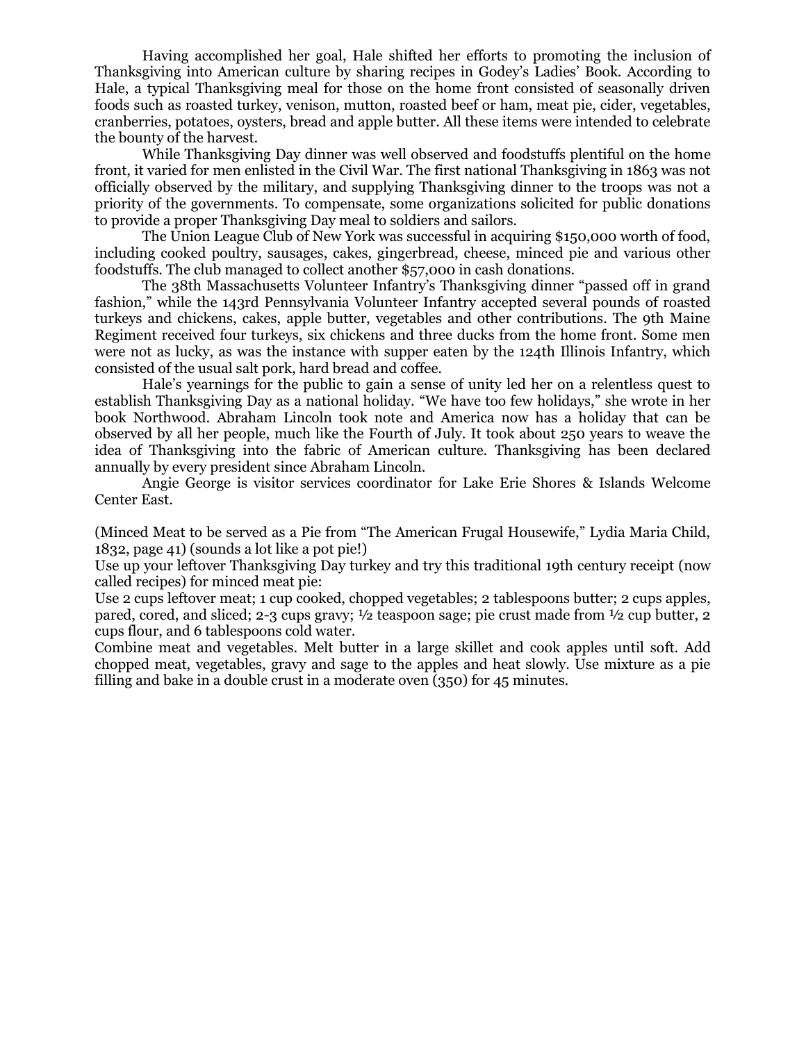Having accomplished her goal, Hale shifted her efforts to promoting the inclusion of Thanksgiving into American culture by sharing recipes in Godey's Ladies' Book. According to Hale, a typical Thanksgiving meal for those on the home front consisted of seasonally driven foods such as roasted turkey, venison, mutton, roasted beef or ham, meat pie, cider, vegetables, cranberries, potatoes, oysters, bread and apple butter. All these items were intended to celebrate the bounty of the harvest.

While Thanksgiving Day dinner was well observed and foodstuffs plentiful on the home front, it varied for men enlisted in the Civil War. The first national Thanksgiving in 1863 was not officially observed by the military, and supplying Thanksgiving dinner to the troops was not a priority of the governments. To compensate, some organizations solicited for public donations to provide a proper Thanksgiving Day meal to soldiers and sailors.

The Union League Club of New York was successful in acquiring $150,000 worth of food, including cooked poultry, sausages, cakes, gingerbread, cheese, minced pie and various other foodstuffs. The club managed to collect another $57,000 in cash donations.

The 38th Massachusetts Volunteer Infantry's Thanksgiving dinner "passed off in grand fashion," while the 143rd Pennsylvania Volunteer Infantry accepted several pounds of roasted turkeys and chickens, cakes, apple butter, vegetables and other contributions. The 9th Maine Regiment received four turkeys, six chickens and three ducks from the home front. Some men were not as lucky, as was the instance with supper eaten by the 124th Illinois Infantry, which consisted of the usual salt pork, hard bread and coffee.

Hale's yearnings for the public to gain a sense of unity led her on a relentless quest to establish Thanksgiving Day as a national holiday. "We have too few holidays," she wrote in her book Northwood. Abraham Lincoln took note and America now has a holiday that can be observed by all her people, much like the Fourth of July. It took about 250 years to weave the idea of Thanksgiving into the fabric of American culture. Thanksgiving has been declared annually by every president since Abraham Lincoln.

Angie George is visitor services coordinator for Lake Erie Shores & Islands Welcome Center East.

(Minced Meat to be served as a Pie from "The American Frugal Housewife," Lydia Maria Child, 1832, page 41) (sounds a lot like a pot pie!)

Use up your leftover Thanksgiving Day turkey and try this traditional 19th century receipt (now called recipes) for minced meat pie:

Use 2 cups leftover meat; 1 cup cooked, chopped vegetables; 2 tablespoons butter; 2 cups apples, pared, cored, and sliced; 2-3 cups gravy; ½ teaspoon sage; pie crust made from ½ cup butter, 2 cups flour, and 6 tablespoons cold water.

Combine meat and vegetables. Melt butter in a large skillet and cook apples until soft. Add chopped meat, vegetables, gravy and sage to the apples and heat slowly. Use mixture as a pie filling and bake in a double crust in a moderate oven (350) for 45 minutes.